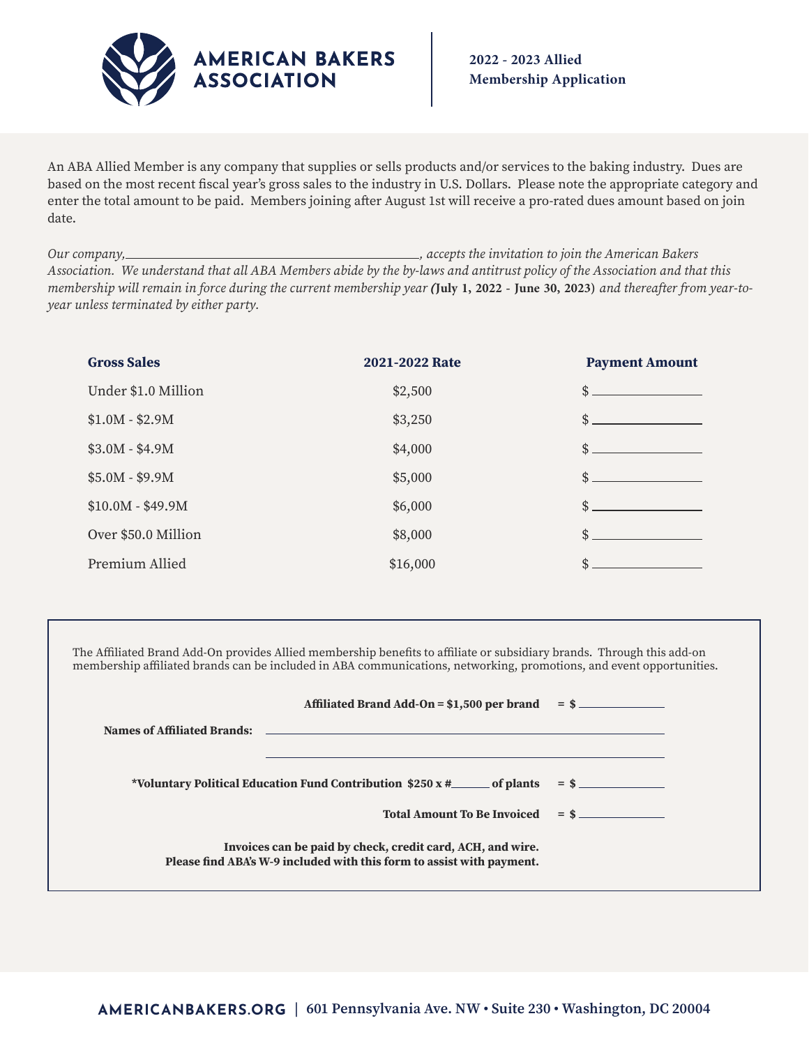# AMERICAN BAKERS ASSOCIATION

**2022 - 2023 Allied Membership Application**

An ABA Allied Member is any company that supplies or sells products and/or services to the baking industry. Dues are based on the most recent fiscal year's gross sales to the industry in U.S. Dollars. Please note the appropriate category and enter the total amount to be paid. Members joining after August 1st will receive a pro-rated dues amount based on join date.

*Our company,\_\_\_\_\_\_\_\_\_\_\_\_\_\_\_\_\_\_\_\_\_\_\_\_\_\_\_\_\_\_\_\_\_\_\_\_\_\_\_\_\_\_\_\_, accepts the invitation to join the American Bakers Association. We understand that all ABA Members abide by the by-laws and antitrust policy of the Association and that this membership will remain in force during the current membership year (***July 1, 2022 - June 30, 2023**) *and thereafter from year-to-year unless terminated by either party.*

| Gross Sales | 2021-2022 Rate | Payment Amount |
|---|---|---|
| Under $1.0 Million | $2,500 | $ \_\_\_\_\_\_\_\_\_\_\_\_ |
| $1.0M - $2.9M | $3,250 | $ \_\_\_\_\_\_\_\_\_\_\_\_ |
| $3.0M - $4.9M | $4,000 | $ \_\_\_\_\_\_\_\_\_\_\_\_ |
| $5.0M - $9.9M | $5,000 | $ \_\_\_\_\_\_\_\_\_\_\_\_ |
| $10.0M - $49.9M | $6,000 | $ \_\_\_\_\_\_\_\_\_\_\_\_ |
| Over $50.0 Million | $8,000 | $ \_\_\_\_\_\_\_\_\_\_\_\_ |
| Premium Allied | $16,000 | $ \_\_\_\_\_\_\_\_\_\_\_\_ |

The Affiliated Brand Add-On provides Allied membership benefits to affiliate or subsidiary brands. Through this add-on membership affiliated brands can be included in ABA communications, networking, promotions, and event opportunities.

**Affiliated Brand Add-On = $1,500 per brand = $** \_\_\_\_\_\_\_\_\_\_\_\_

**Names of Affiliated Brands:** \_\_\_\_\_\_\_\_\_\_\_\_\_\_\_\_\_\_\_\_\_\_\_\_\_\_\_\_\_\_\_\_\_\_\_\_\_\_\_\_

\_\_\_\_\_\_\_\_\_\_\_\_\_\_\_\_\_\_\_\_\_\_\_\_\_\_\_\_\_\_\_\_\_\_\_\_\_\_\_\_

**\*Voluntary Political Education Fund Contribution $250 x #\_\_\_\_\_\_ of plants = $** \_\_\_\_\_\_\_\_\_\_\_\_

**Total Amount To Be Invoiced = $** \_\_\_\_\_\_\_\_\_\_\_\_

**Invoices can be paid by check, credit card, ACH, and wire.**
**Please find ABA's W-9 included with this form to assist with payment.**

**AMERICANBAKERS.ORG | 601 Pennsylvania Ave. NW • Suite 230 • Washington, DC 20004**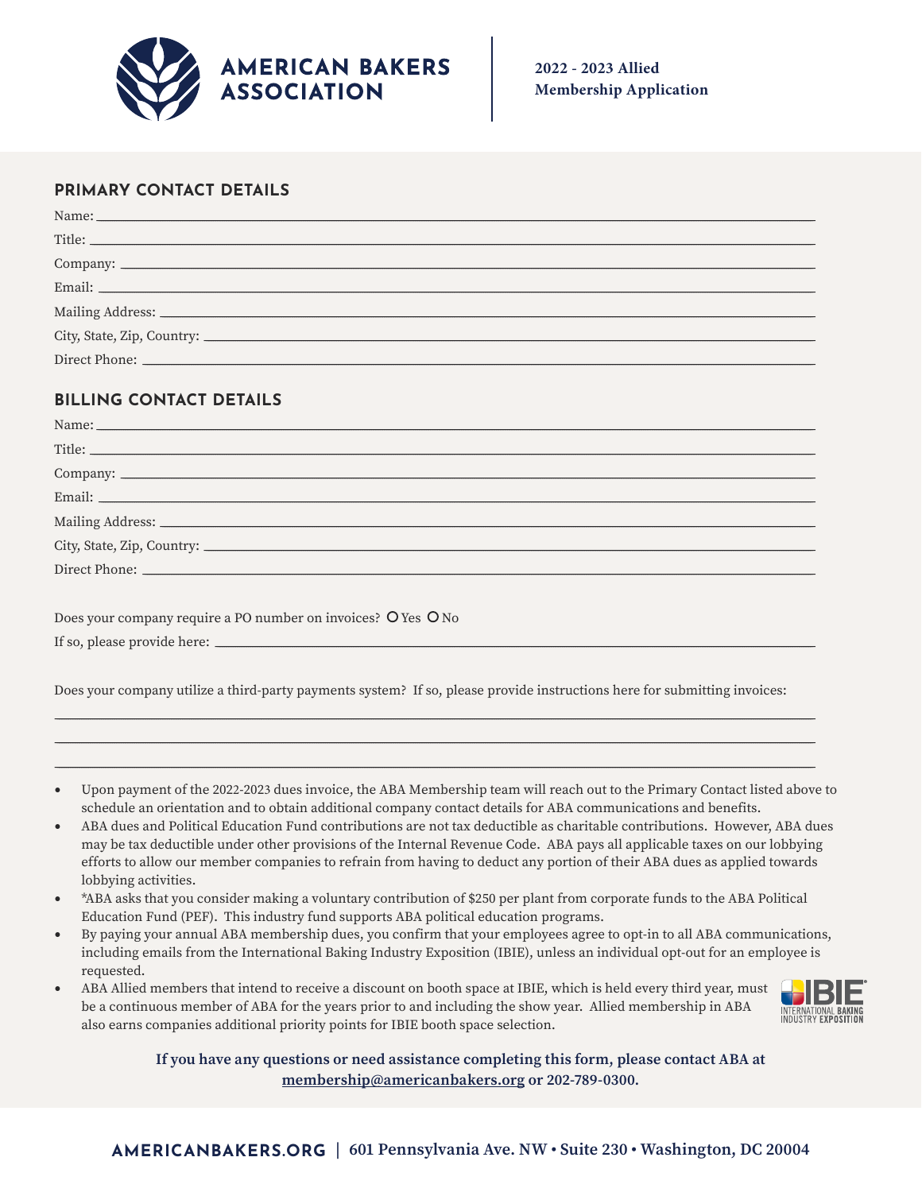**AMERICAN BAKERS ASSOCIATION**

**2022 - 2023 Allied Membership Application**

## PRIMARY CONTACT DETAILS

Name: ______________________________

Title: ______________________________

Company: ______________________________

Email: ______________________________

Mailing Address: ______________________________

City, State, Zip, Country: ______________________________

Direct Phone: ______________________________

## BILLING CONTACT DETAILS

Name: ______________________________

Title: ______________________________

Company: ______________________________

Email: ______________________________

Mailing Address: ______________________________

City, State, Zip, Country: ______________________________

Direct Phone: ______________________________

Does your company require a PO number on invoices? ○ Yes ○ No

If so, please provide here: ______________________________

Does your company utilize a third-party payments system? If so, please provide instructions here for submitting invoices:

______________________________

______________________________

______________________________

- Upon payment of the 2022-2023 dues invoice, the ABA Membership team will reach out to the Primary Contact listed above to schedule an orientation and to obtain additional company contact details for ABA communications and benefits.
- ABA dues and Political Education Fund contributions are not tax deductible as charitable contributions. However, ABA dues may be tax deductible under other provisions of the Internal Revenue Code. ABA pays all applicable taxes on our lobbying efforts to allow our member companies to refrain from having to deduct any portion of their ABA dues as applied towards lobbying activities.
- *ABA asks that you consider making a voluntary contribution of $250 per plant from corporate funds to the ABA Political Education Fund (PEF). This industry fund supports ABA political education programs.
- By paying your annual ABA membership dues, you confirm that your employees agree to opt-in to all ABA communications, including emails from the International Baking Industry Exposition (IBIE), unless an individual opt-out for an employee is requested.
- ABA Allied members that intend to receive a discount on booth space at IBIE, which is held every third year, must be a continuous member of ABA for the years prior to and including the show year. Allied membership in ABA also earns companies additional priority points for IBIE booth space selection.

IBIE INTERNATIONAL BAKING INDUSTRY EXPOSITION

**If you have any questions or need assistance completing this form, please contact ABA at membership@americanbakers.org or 202-789-0300.**

**AMERICANBAKERS.ORG | 601 Pennsylvania Ave. NW • Suite 230 • Washington, DC 20004**